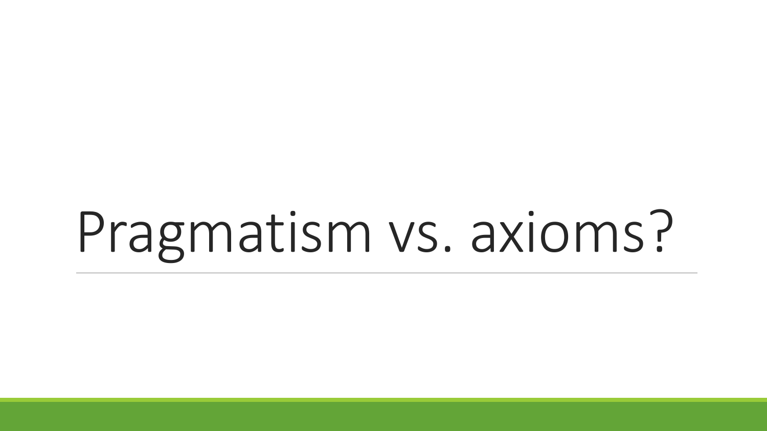# Pragmatism vs. axioms?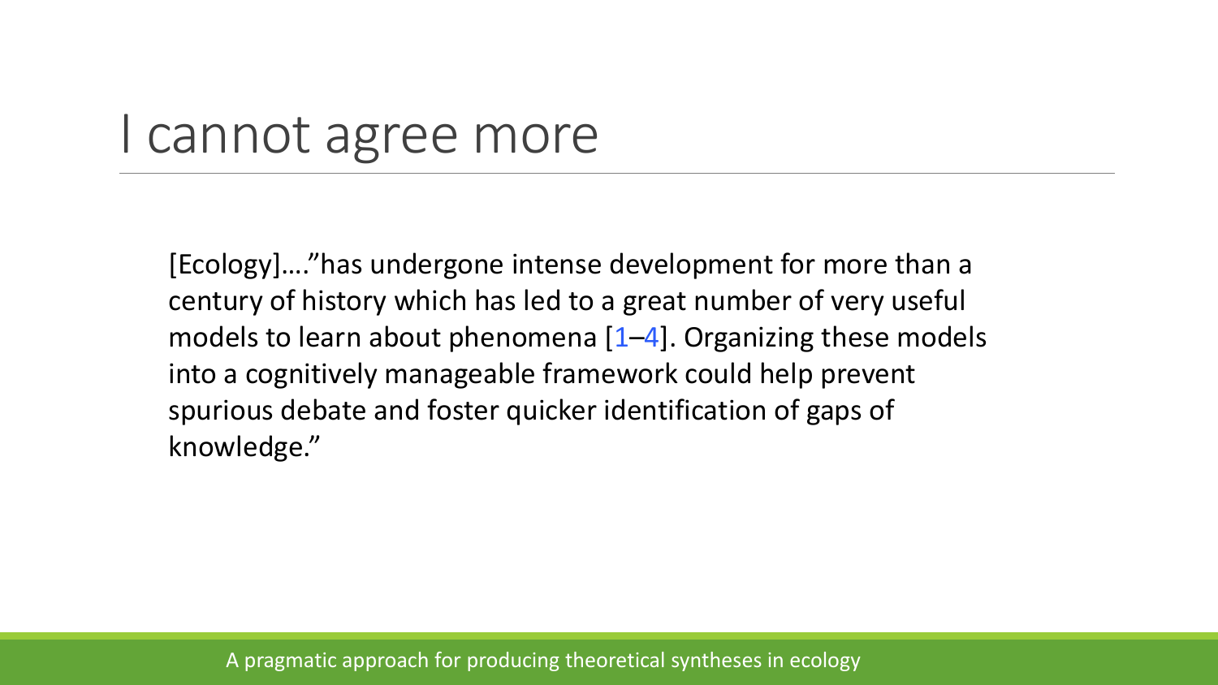# I cannot agree more

[Ecology]…."has undergone intense development for more than a century of history which has led to a great number of very useful models to learn about phenomena [1–4]. Organizing these models into a cognitively manageable framework could help prevent spurious debate and foster quicker identification of gaps of knowledge."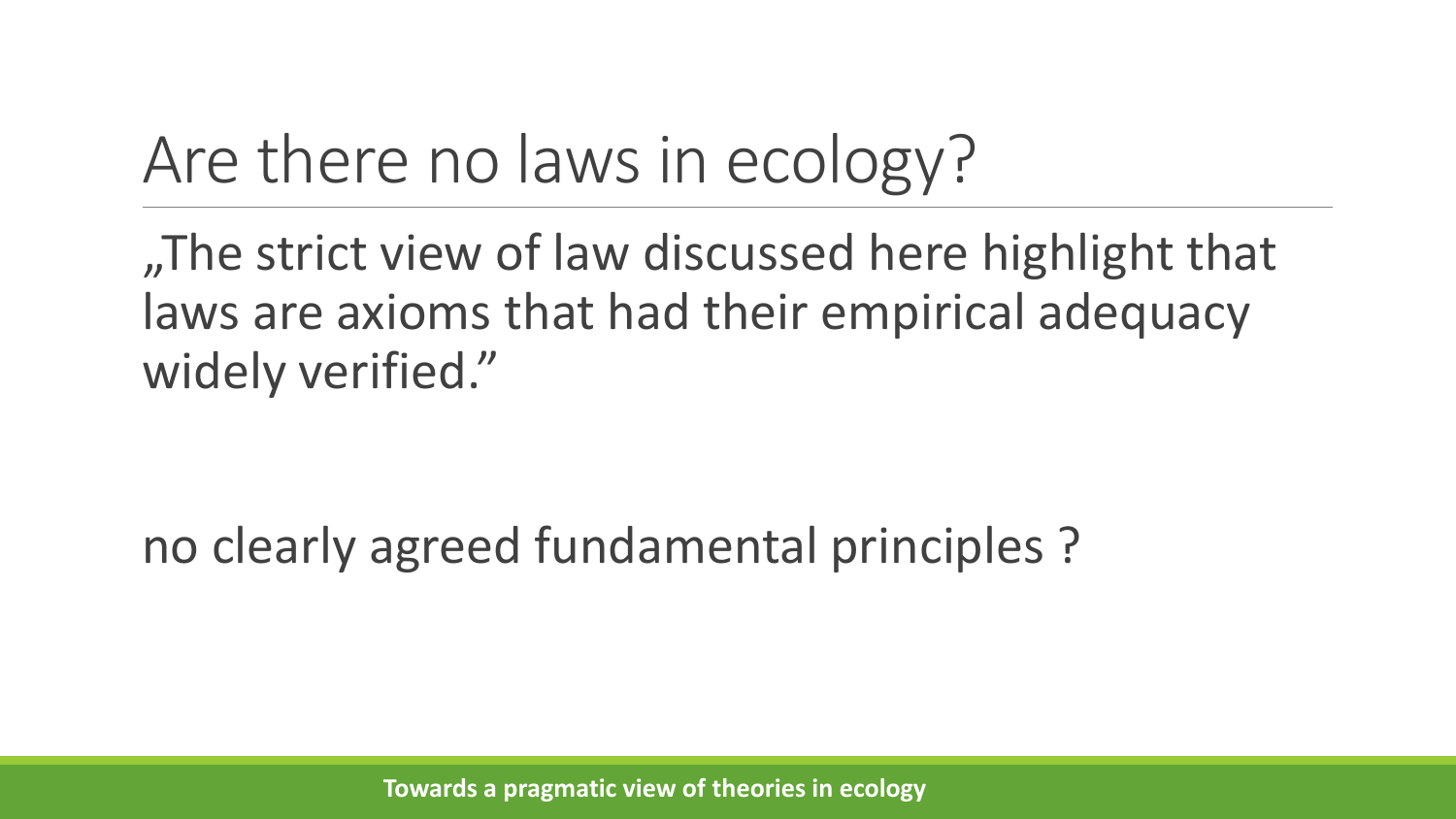# Are there no laws in ecology?

„The strict view of law discussed here highlight that laws are axioms that had their empirical adequacy widely verified."

no clearly agreed fundamental principles ?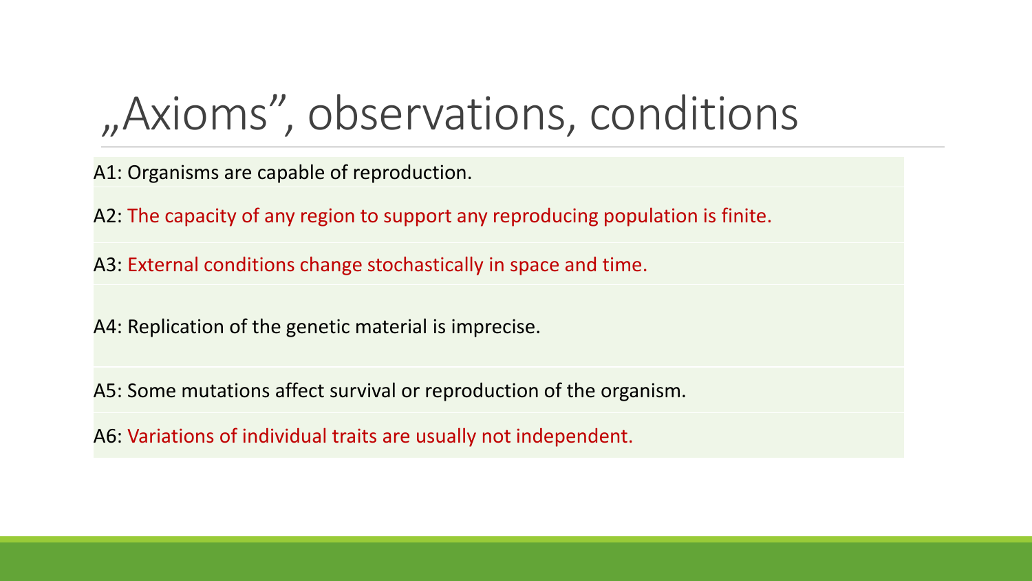# „Axioms", observations, conditions

A1: Organisms are capable of reproduction.

A2: The capacity of any region to support any reproducing population is finite.

A3: External conditions change stochastically in space and time.

A4: Replication of the genetic material is imprecise.

A5: Some mutations affect survival or reproduction of the organism.

A6: Variations of individual traits are usually not independent.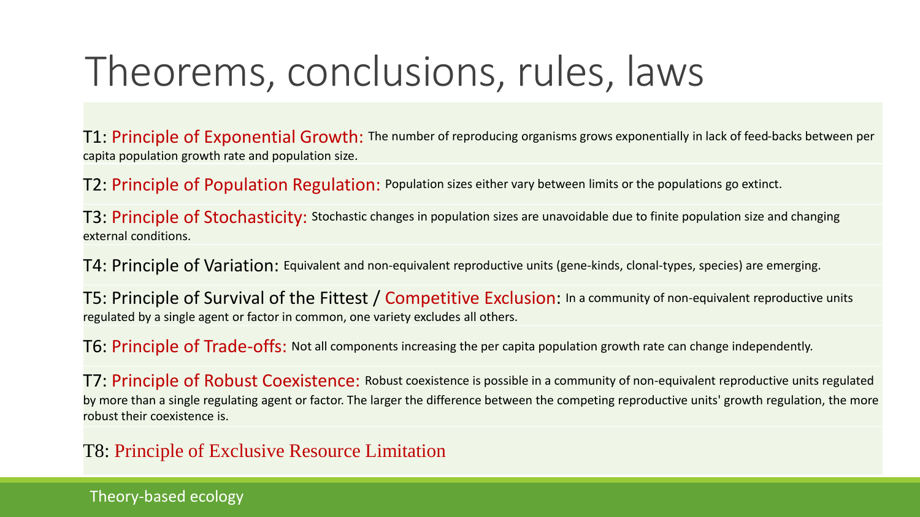# Theorems, conclusions, rules, laws

T1: Principle of Exponential Growth: The number of reproducing organisms grows exponentially in lack of feed-backs between per capita population growth rate and population size.

T2: Principle of Population Regulation: Population sizes either vary between limits or the populations go extinct.

T3: Principle of Stochasticity: Stochastic changes in population sizes are unavoidable due to finite population size and changing external conditions.

T4: Principle of Variation: Equivalent and non-equivalent reproductive units (gene-kinds, clonal-types, species) are emerging.

T5: Principle of Survival of the Fittest / Competitive Exclusion: In a community of non-equivalent reproductive units regulated by a single agent or factor in common, one variety excludes all others.

T6: Principle of Trade-offs: Not all components increasing the per capita population growth rate can change independently.

T7: Principle of Robust Coexistence: Robust coexistence is possible in a community of non-equivalent reproductive units regulated by more than a single regulating agent or factor. The larger the difference between the competing reproductive units' growth regulation, the more robust their coexistence is.

T8: Principle of Exclusive Resource Limitation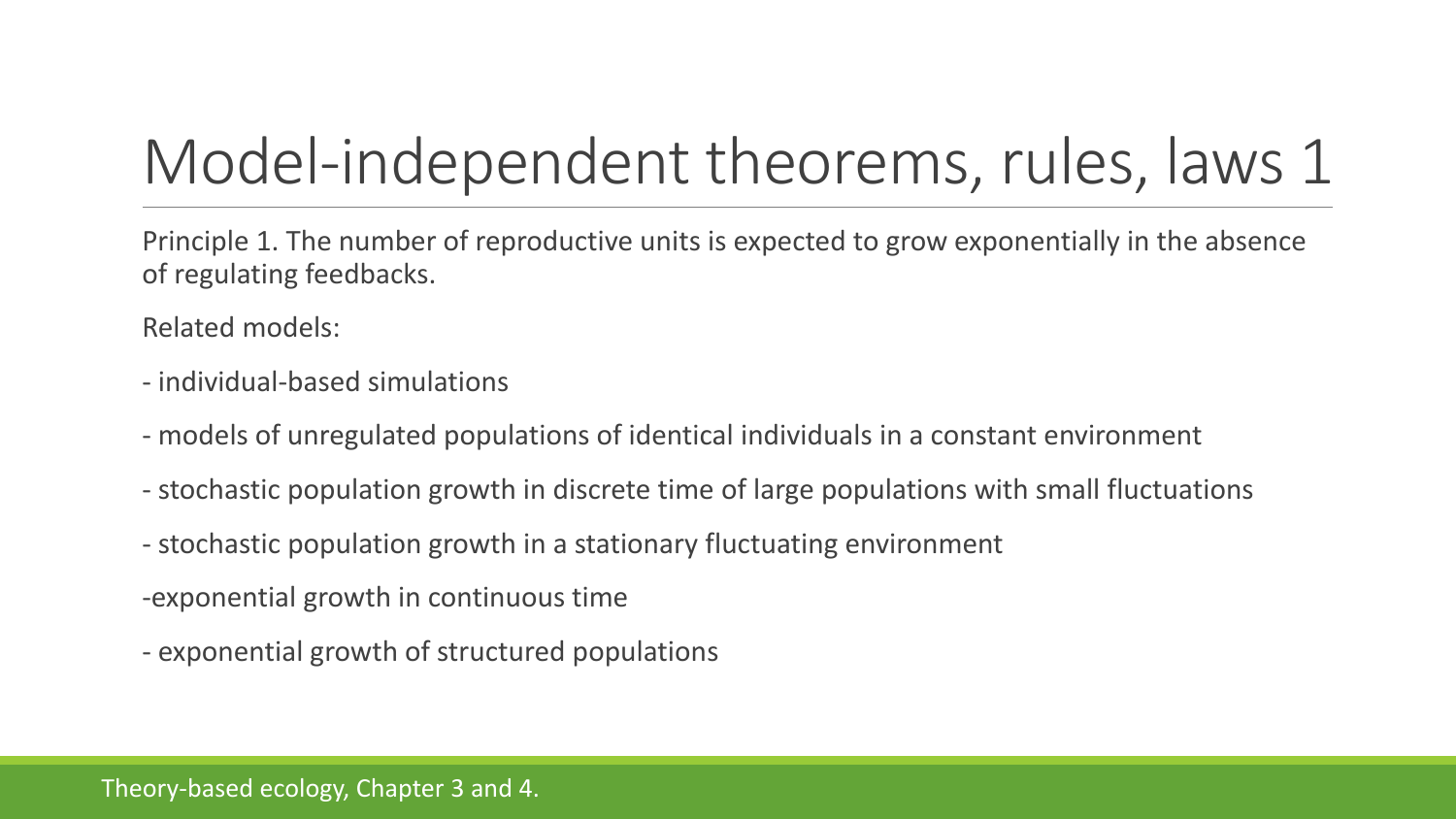# Model-independent theorems, rules, laws 1

Principle 1. The number of reproductive units is expected to grow exponentially in the absence of regulating feedbacks.

Related models:

- individual-based simulations
- models of unregulated populations of identical individuals in a constant environment
- stochastic population growth in discrete time of large populations with small fluctuations
- stochastic population growth in a stationary fluctuating environment
- exponential growth in continuous time
- exponential growth of structured populations

Theory-based ecology, Chapter 3 and 4.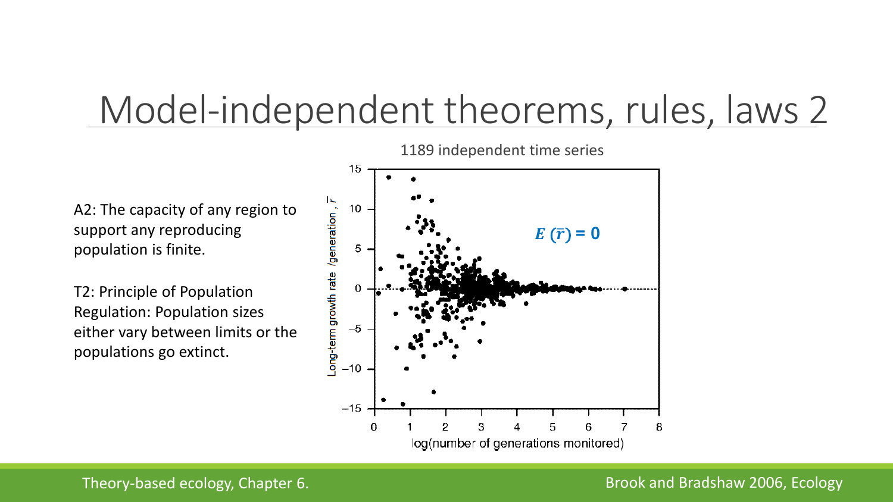# Model-independent theorems, rules, laws 2

A2: The capacity of any region to support any reproducing population is finite.

T2: Principle of Population Regulation: Population sizes either vary between limits or the populations go extinct.

1189 independent time series

$E(\bar{r}) = 0$

Long-term growth rate /generation, $\bar{r}$

log(number of generations monitored)

Theory-based ecology, Chapter 6.

Brook and Bradshaw 2006, Ecology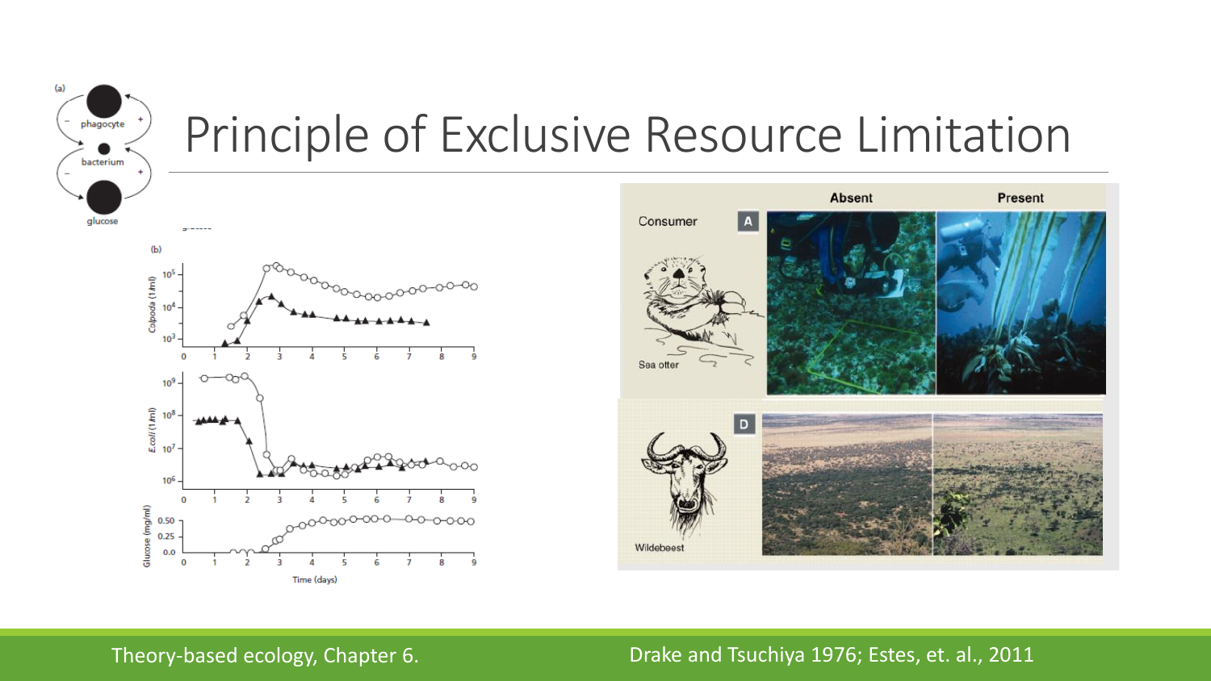# Principle of Exclusive Resource Limitation

Theory-based ecology, Chapter 6.

Drake and Tsuchiya 1976; Estes, et. al., 2011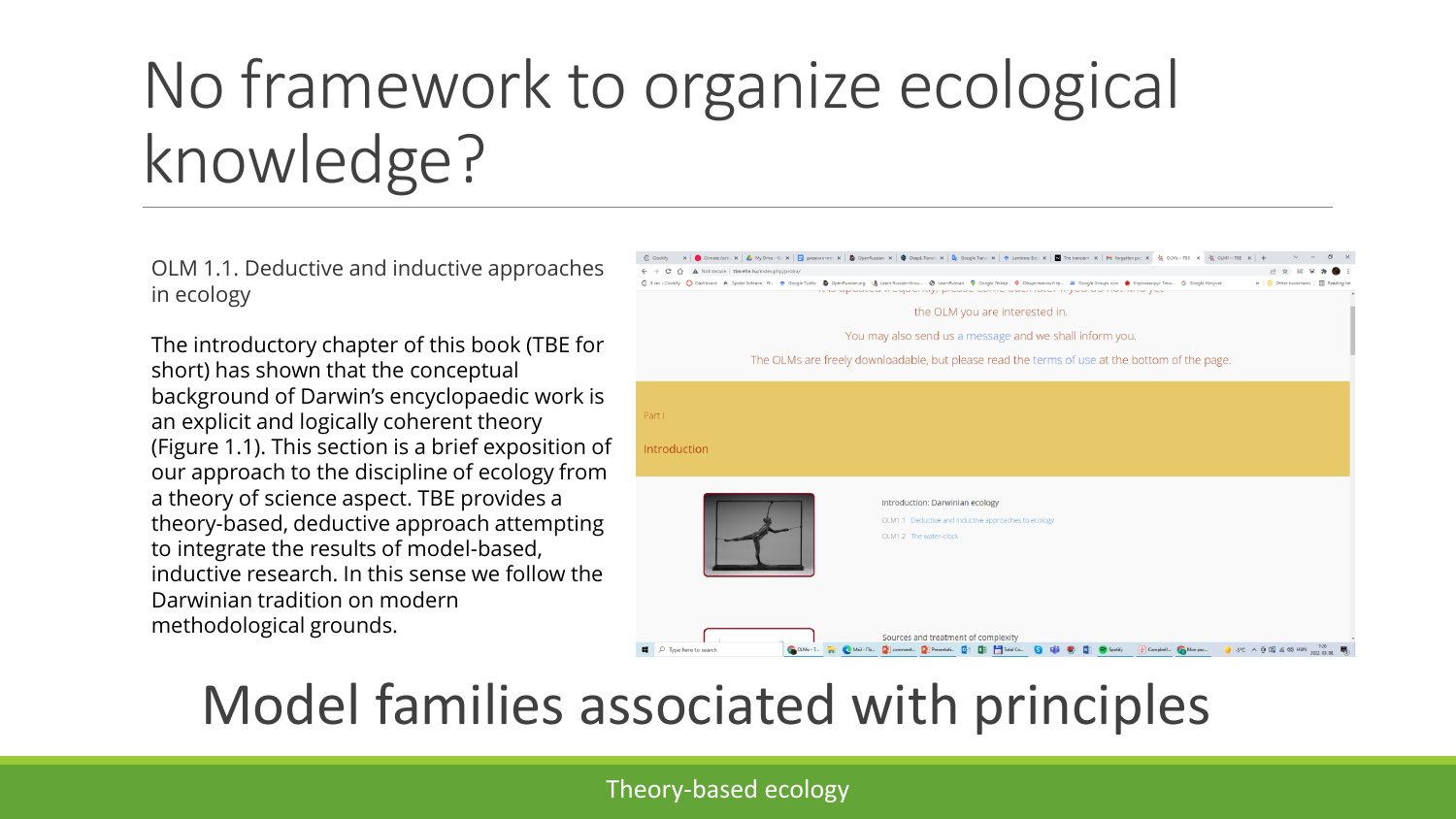# No framework to organize ecological knowledge?

OLM 1.1. Deductive and inductive approaches in ecology

The introductory chapter of this book (TBE for short) has shown that the conceptual background of Darwin's encyclopaedic work is an explicit and logically coherent theory (Figure 1.1). This section is a brief exposition of our approach to the discipline of ecology from a theory of science aspect. TBE provides a theory-based, deductive approach attempting to integrate the results of model-based, inductive research. In this sense we follow the Darwinian tradition on modern methodological grounds.

Model families associated with principles

Theory-based ecology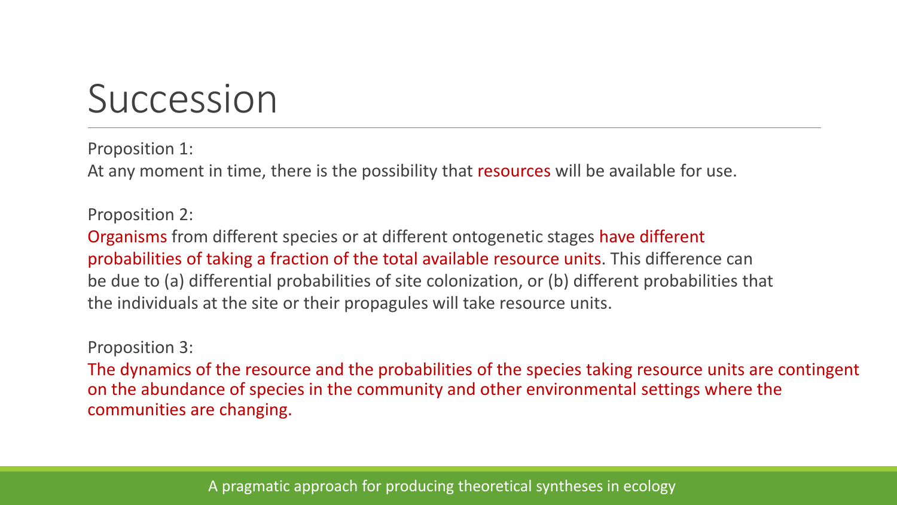# Succession

Proposition 1:
At any moment in time, there is the possibility that resources will be available for use.

Proposition 2:
Organisms from different species or at different ontogenetic stages have different probabilities of taking a fraction of the total available resource units. This difference can be due to (a) differential probabilities of site colonization, or (b) different probabilities that the individuals at the site or their propagules will take resource units.

Proposition 3:
The dynamics of the resource and the probabilities of the species taking resource units are contingent on the abundance of species in the community and other environmental settings where the communities are changing.